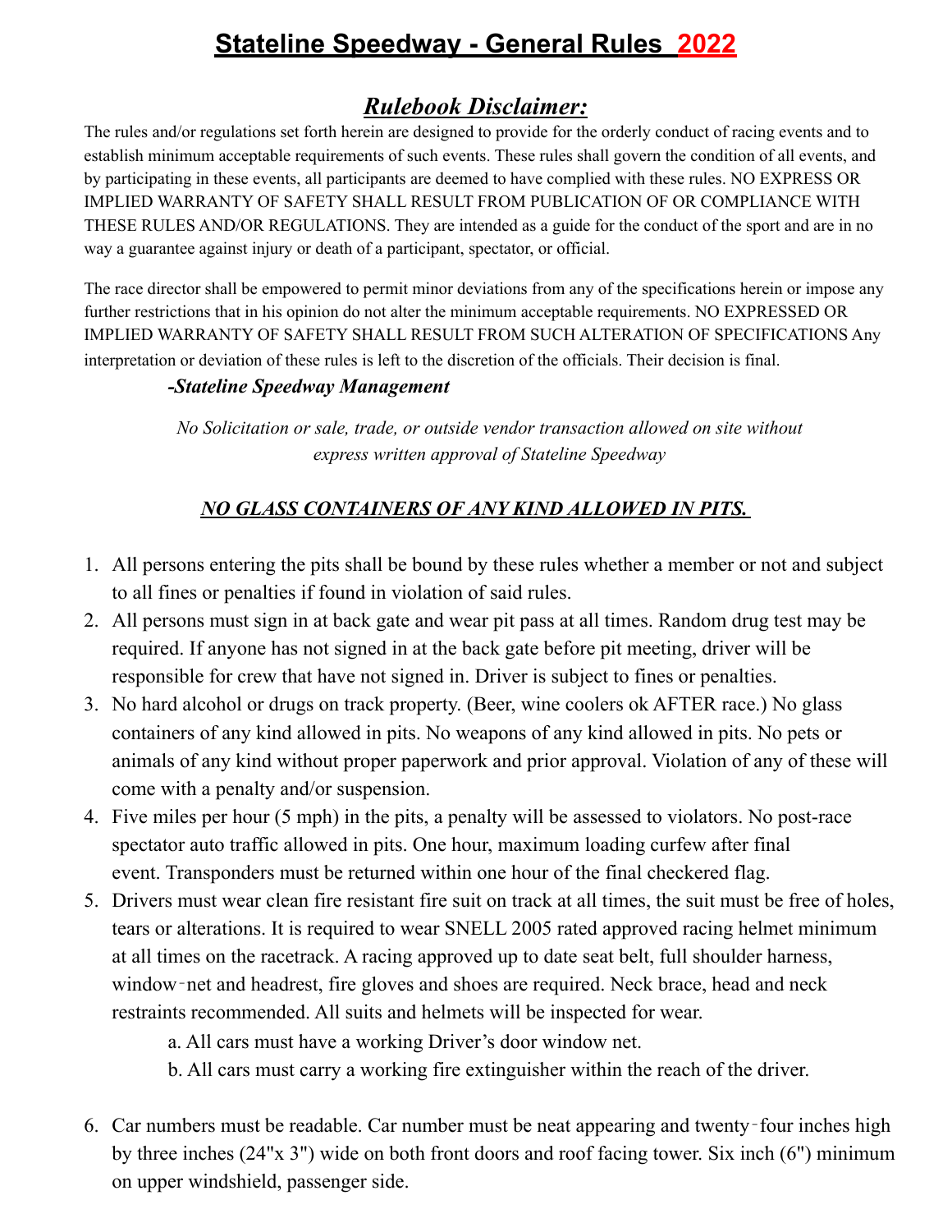# **Stateline Speedway - General Rules 2022**

## ***Rulebook Disclaimer:***

The rules and/or regulations set forth herein are designed to provide for the orderly conduct of racing events and to establish minimum acceptable requirements of such events. These rules shall govern the condition of all events, and by participating in these events, all participants are deemed to have complied with these rules. NO EXPRESS OR IMPLIED WARRANTY OF SAFETY SHALL RESULT FROM PUBLICATION OF OR COMPLIANCE WITH THESE RULES AND/OR REGULATIONS. They are intended as a guide for the conduct of the sport and are in no way a guarantee against injury or death of a participant, spectator, or official.

The race director shall be empowered to permit minor deviations from any of the specifications herein or impose any further restrictions that in his opinion do not alter the minimum acceptable requirements. NO EXPRESSED OR IMPLIED WARRANTY OF SAFETY SHALL RESULT FROM SUCH ALTERATION OF SPECIFICATIONS Any interpretation or deviation of these rules is left to the discretion of the officials. Their decision is final.

***-Stateline Speedway Management***

*No Solicitation or sale, trade, or outside vendor transaction allowed on site without express written approval of Stateline Speedway*

***NO GLASS CONTAINERS OF ANY KIND ALLOWED IN PITS.***

1. All persons entering the pits shall be bound by these rules whether a member or not and subject to all fines or penalties if found in violation of said rules.
2. All persons must sign in at back gate and wear pit pass at all times. Random drug test may be required. If anyone has not signed in at the back gate before pit meeting, driver will be responsible for crew that have not signed in. Driver is subject to fines or penalties.
3. No hard alcohol or drugs on track property. (Beer, wine coolers ok AFTER race.) No glass containers of any kind allowed in pits. No weapons of any kind allowed in pits. No pets or animals of any kind without proper paperwork and prior approval. Violation of any of these will come with a penalty and/or suspension.
4. Five miles per hour (5 mph) in the pits, a penalty will be assessed to violators. No post-race spectator auto traffic allowed in pits. One hour, maximum loading curfew after final event. Transponders must be returned within one hour of the final checkered flag.
5. Drivers must wear clean fire resistant fire suit on track at all times, the suit must be free of holes, tears or alterations. It is required to wear SNELL 2005 rated approved racing helmet minimum at all times on the racetrack. A racing approved up to date seat belt, full shoulder harness, window-net and headrest, fire gloves and shoes are required. Neck brace, head and neck restraints recommended. All suits and helmets will be inspected for wear.

   a. All cars must have a working Driver's door window net.

   b. All cars must carry a working fire extinguisher within the reach of the driver.

6. Car numbers must be readable. Car number must be neat appearing and twenty-four inches high by three inches (24"x 3") wide on both front doors and roof facing tower. Six inch (6") minimum on upper windshield, passenger side.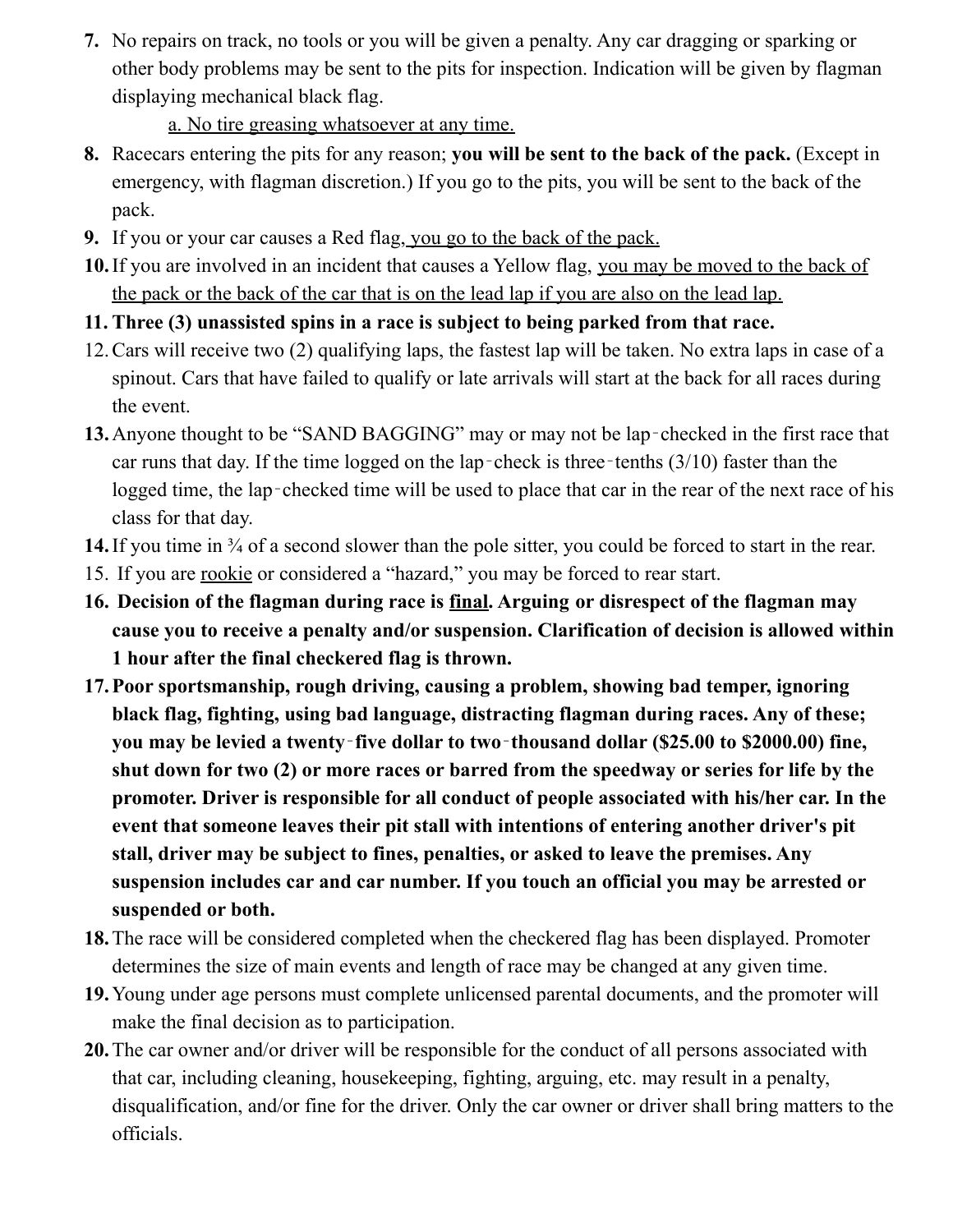7. No repairs on track, no tools or you will be given a penalty. Any car dragging or sparking or other body problems may be sent to the pits for inspection. Indication will be given by flagman displaying mechanical black flag.
    a. No tire greasing whatsoever at any time.
8. Racecars entering the pits for any reason; **you will be sent to the back of the pack.** (Except in emergency, with flagman discretion.) If you go to the pits, you will be sent to the back of the pack.
9. If you or your car causes a Red flag, you go to the back of the pack.
10. If you are involved in an incident that causes a Yellow flag, you may be moved to the back of the pack or the back of the car that is on the lead lap if you are also on the lead lap.
11. **Three (3) unassisted spins in a race is subject to being parked from that race.**
12. Cars will receive two (2) qualifying laps, the fastest lap will be taken. No extra laps in case of a spinout. Cars that have failed to qualify or late arrivals will start at the back for all races during the event.
13. Anyone thought to be "SAND BAGGING" may or may not be lap‑checked in the first race that car runs that day. If the time logged on the lap‑check is three‑tenths (3/10) faster than the logged time, the lap‑checked time will be used to place that car in the rear of the next race of his class for that day.
14. If you time in ¾ of a second slower than the pole sitter, you could be forced to start in the rear.
15. If you are rookie or considered a "hazard," you may be forced to rear start.
16. **Decision of the flagman during race is final. Arguing or disrespect of the flagman may cause you to receive a penalty and/or suspension. Clarification of decision is allowed within 1 hour after the final checkered flag is thrown.**
17. **Poor sportsmanship, rough driving, causing a problem, showing bad temper, ignoring black flag, fighting, using bad language, distracting flagman during races. Any of these; you may be levied a twenty‑five dollar to two‑thousand dollar ($25.00 to $2000.00) fine, shut down for two (2) or more races or barred from the speedway or series for life by the promoter. Driver is responsible for all conduct of people associated with his/her car. In the event that someone leaves their pit stall with intentions of entering another driver's pit stall, driver may be subject to fines, penalties, or asked to leave the premises. Any suspension includes car and car number. If you touch an official you may be arrested or suspended or both.**
18. The race will be considered completed when the checkered flag has been displayed. Promoter determines the size of main events and length of race may be changed at any given time.
19. Young under age persons must complete unlicensed parental documents, and the promoter will make the final decision as to participation.
20. The car owner and/or driver will be responsible for the conduct of all persons associated with that car, including cleaning, housekeeping, fighting, arguing, etc. may result in a penalty, disqualification, and/or fine for the driver. Only the car owner or driver shall bring matters to the officials.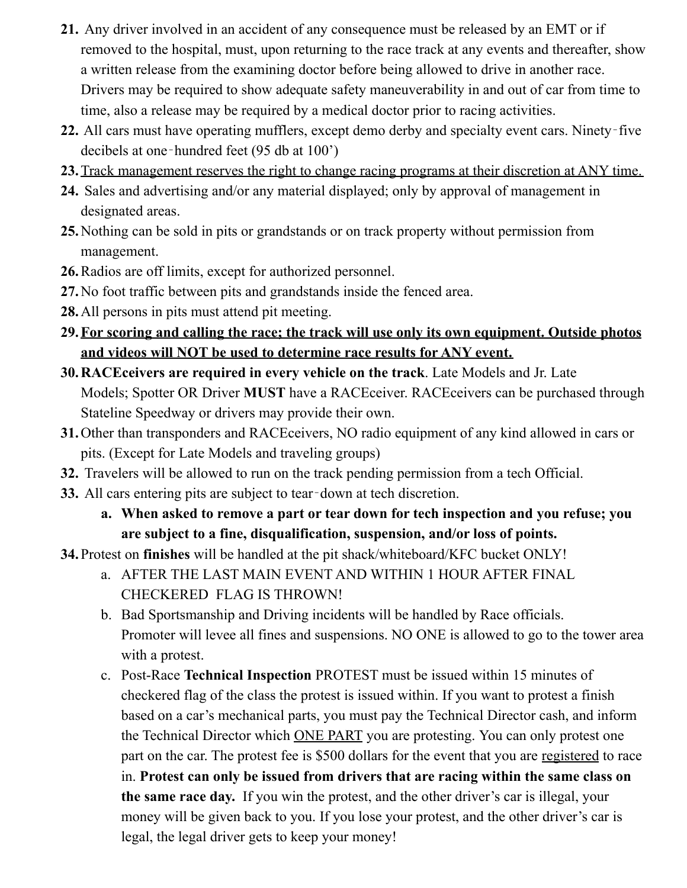21. Any driver involved in an accident of any consequence must be released by an EMT or if removed to the hospital, must, upon returning to the race track at any events and thereafter, show a written release from the examining doctor before being allowed to drive in another race. Drivers may be required to show adequate safety maneuverability in and out of car from time to time, also a release may be required by a medical doctor prior to racing activities.
22. All cars must have operating mufflers, except demo derby and specialty event cars. Ninety‑five decibels at one‑hundred feet (95 db at 100')
23. <u>Track management reserves the right to change racing programs at their discretion at ANY time.</u>
24. Sales and advertising and/or any material displayed; only by approval of management in designated areas.
25. Nothing can be sold in pits or grandstands or on track property without permission from management.
26. Radios are off limits, except for authorized personnel.
27. No foot traffic between pits and grandstands inside the fenced area.
28. All persons in pits must attend pit meeting.
29. **<u>For scoring and calling the race; the track will use only its own equipment. Outside photos and videos will NOT be used to determine race results for ANY event.</u>**
30. **RACEceivers are required in every vehicle on the track**. Late Models and Jr. Late Models; Spotter OR Driver **MUST** have a RACEceiver. RACEceivers can be purchased through Stateline Speedway or drivers may provide their own.
31. Other than transponders and RACEceivers, NO radio equipment of any kind allowed in cars or pits. (Except for Late Models and traveling groups)
32. Travelers will be allowed to run on the track pending permission from a tech Official.
33. All cars entering pits are subject to tear‑down at tech discretion.
    a. **When asked to remove a part or tear down for tech inspection and you refuse; you are subject to a fine, disqualification, suspension, and/or loss of points.**
34. Protest on **finishes** will be handled at the pit shack/whiteboard/KFC bucket ONLY!
    a. AFTER THE LAST MAIN EVENT AND WITHIN 1 HOUR AFTER FINAL CHECKERED FLAG IS THROWN!
    b. Bad Sportsmanship and Driving incidents will be handled by Race officials. Promoter will levee all fines and suspensions. NO ONE is allowed to go to the tower area with a protest.
    c. Post-Race **Technical Inspection** PROTEST must be issued within 15 minutes of checkered flag of the class the protest is issued within. If you want to protest a finish based on a car's mechanical parts, you must pay the Technical Director cash, and inform the Technical Director which <u>ONE PART</u> you are protesting. You can only protest one part on the car. The protest fee is $500 dollars for the event that you are <u>registered</u> to race in. **Protest can only be issued from drivers that are racing within the same class on the same race day.** If you win the protest, and the other driver's car is illegal, your money will be given back to you. If you lose your protest, and the other driver's car is legal, the legal driver gets to keep your money!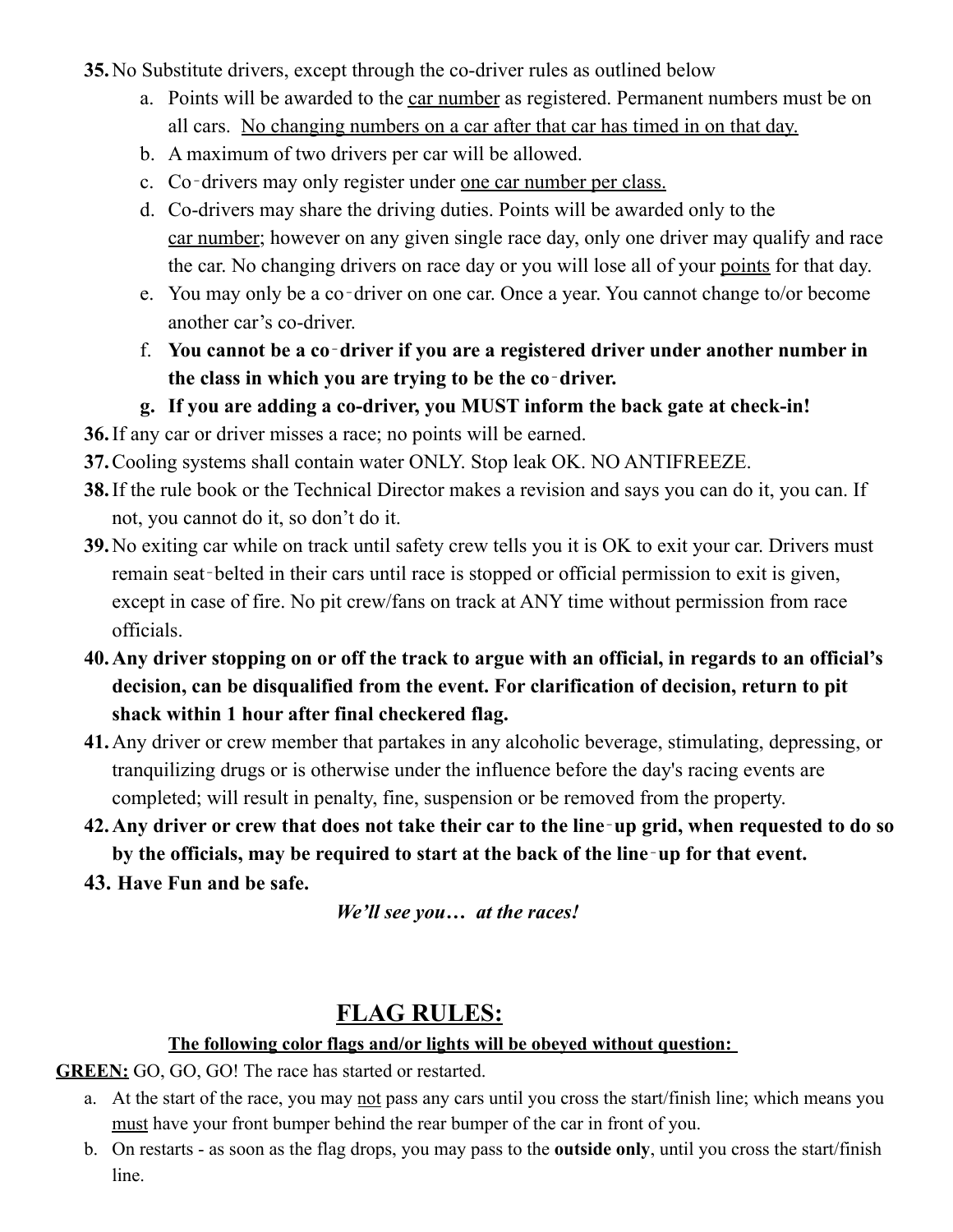35. No Substitute drivers, except through the co-driver rules as outlined below
    a. Points will be awarded to the <u>car number</u> as registered. Permanent numbers must be on all cars. <u>No changing numbers on a car after that car has timed in on that day.</u>
    b. A maximum of two drivers per car will be allowed.
    c. Co‑drivers may only register under <u>one car number per class.</u>
    d. Co-drivers may share the driving duties. Points will be awarded only to the <u>car number</u>; however on any given single race day, only one driver may qualify and race the car. No changing drivers on race day or you will lose all of your <u>points</u> for that day.
    e. You may only be a co‑driver on one car. Once a year. You cannot change to/or become another car's co-driver.
    f. **You cannot be a co‑driver if you are a registered driver under another number in the class in which you are trying to be the co‑driver.**
    g. **If you are adding a co-driver, you MUST inform the back gate at check-in!**
36. If any car or driver misses a race; no points will be earned.
37. Cooling systems shall contain water ONLY. Stop leak OK. NO ANTIFREEZE.
38. If the rule book or the Technical Director makes a revision and says you can do it, you can. If not, you cannot do it, so don't do it.
39. No exiting car while on track until safety crew tells you it is OK to exit your car. Drivers must remain seat‑belted in their cars until race is stopped or official permission to exit is given, except in case of fire. No pit crew/fans on track at ANY time without permission from race officials.
40. **Any driver stopping on or off the track to argue with an official, in regards to an official's decision, can be disqualified from the event. For clarification of decision, return to pit shack within 1 hour after final checkered flag.**
41. Any driver or crew member that partakes in any alcoholic beverage, stimulating, depressing, or tranquilizing drugs or is otherwise under the influence before the day's racing events are completed; will result in penalty, fine, suspension or be removed from the property.
42. **Any driver or crew that does not take their car to the line‑up grid, when requested to do so by the officials, may be required to start at the back of the line‑up for that event.**
43. **Have Fun and be safe.**

***We'll see you… at the races!***

## <u>FLAG RULES:</u>

**<u>The following color flags and/or lights will be obeyed without question:</u>**

**<u>GREEN:</u>** GO, GO, GO! The race has started or restarted.

a. At the start of the race, you may <u>not</u> pass any cars until you cross the start/finish line; which means you <u>must</u> have your front bumper behind the rear bumper of the car in front of you.
b. On restarts - as soon as the flag drops, you may pass to the **outside only**, until you cross the start/finish line.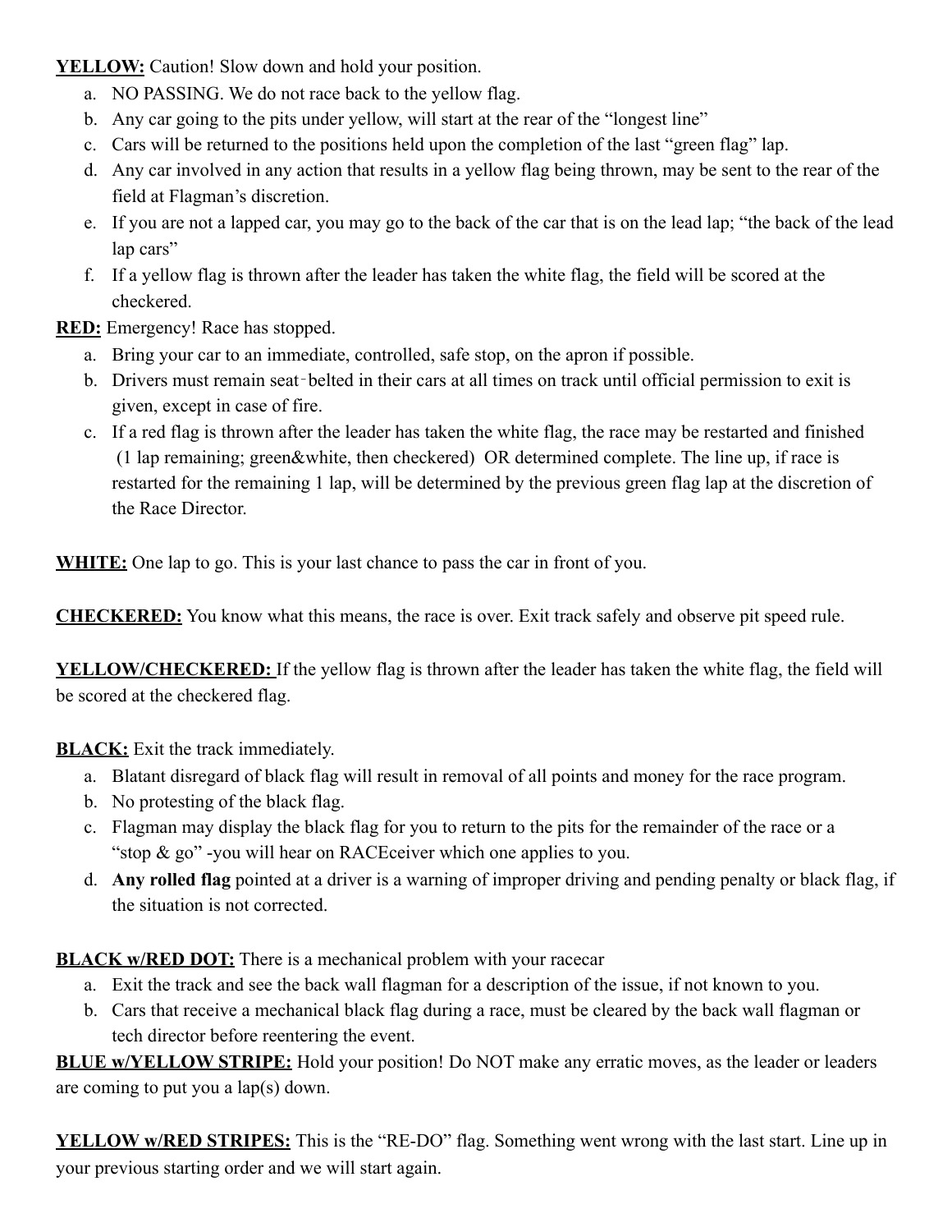**<u>YELLOW:</u>** Caution! Slow down and hold your position.

a. NO PASSING. We do not race back to the yellow flag.
b. Any car going to the pits under yellow, will start at the rear of the "longest line"
c. Cars will be returned to the positions held upon the completion of the last "green flag" lap.
d. Any car involved in any action that results in a yellow flag being thrown, may be sent to the rear of the field at Flagman's discretion.
e. If you are not a lapped car, you may go to the back of the car that is on the lead lap; "the back of the lead lap cars"
f. If a yellow flag is thrown after the leader has taken the white flag, the field will be scored at the checkered.

**<u>RED:</u>** Emergency! Race has stopped.

a. Bring your car to an immediate, controlled, safe stop, on the apron if possible.
b. Drivers must remain seat‐belted in their cars at all times on track until official permission to exit is given, except in case of fire.
c. If a red flag is thrown after the leader has taken the white flag, the race may be restarted and finished (1 lap remaining; green&white, then checkered) OR determined complete. The line up, if race is restarted for the remaining 1 lap, will be determined by the previous green flag lap at the discretion of the Race Director.

**<u>WHITE:</u>** One lap to go. This is your last chance to pass the car in front of you.

**<u>CHECKERED:</u>** You know what this means, the race is over. Exit track safely and observe pit speed rule.

**<u>YELLOW/CHECKERED:</u>** If the yellow flag is thrown after the leader has taken the white flag, the field will be scored at the checkered flag.

**<u>BLACK:</u>** Exit the track immediately.

a. Blatant disregard of black flag will result in removal of all points and money for the race program.
b. No protesting of the black flag.
c. Flagman may display the black flag for you to return to the pits for the remainder of the race or a "stop & go" -you will hear on RACEceiver which one applies to you.
d. **Any rolled flag** pointed at a driver is a warning of improper driving and pending penalty or black flag, if the situation is not corrected.

**<u>BLACK w/RED DOT:</u>** There is a mechanical problem with your racecar

a. Exit the track and see the back wall flagman for a description of the issue, if not known to you.
b. Cars that receive a mechanical black flag during a race, must be cleared by the back wall flagman or tech director before reentering the event.

**<u>BLUE w/YELLOW STRIPE:</u>** Hold your position! Do NOT make any erratic moves, as the leader or leaders are coming to put you a lap(s) down.

**<u>YELLOW w/RED STRIPES:</u>** This is the "RE-DO" flag. Something went wrong with the last start. Line up in your previous starting order and we will start again.